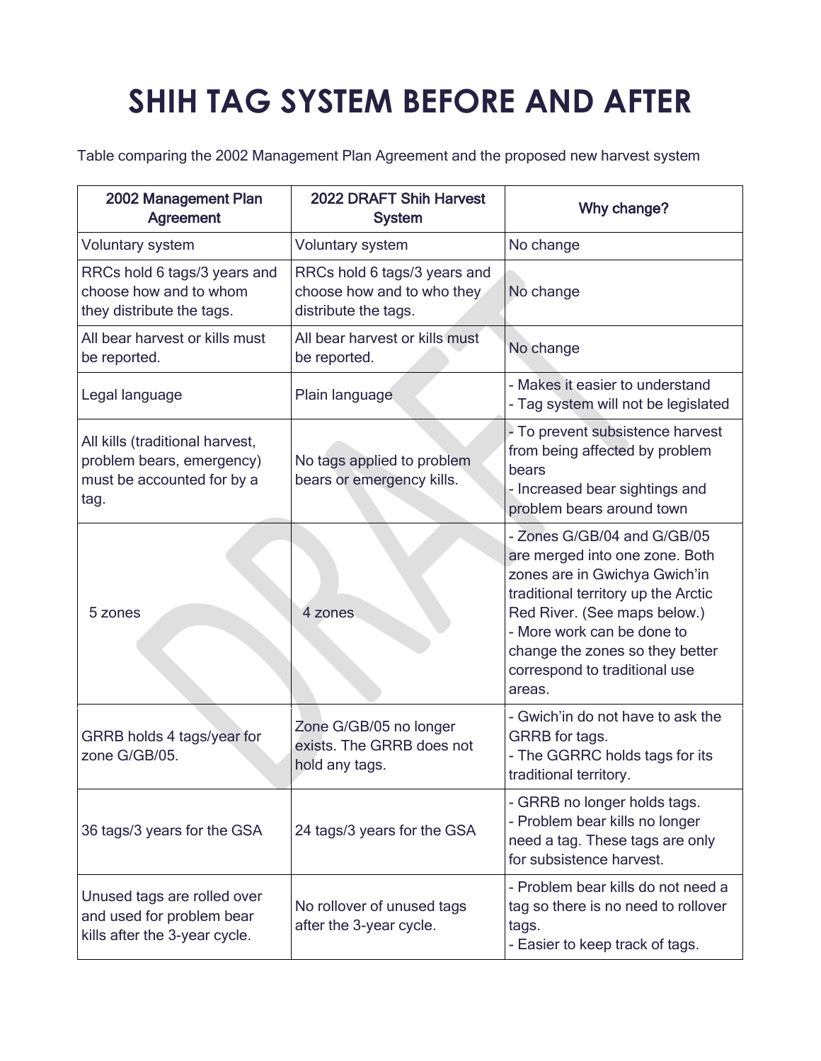# SHIH TAG SYSTEM BEFORE AND AFTER

Table comparing the 2002 Management Plan Agreement and the proposed new harvest system

| 2002 Management Plan Agreement | 2022 DRAFT Shih Harvest System | Why change? |
|---|---|---|
| Voluntary system | Voluntary system | No change |
| RRCs hold 6 tags/3 years and choose how and to whom they distribute the tags. | RRCs hold 6 tags/3 years and choose how and to who they distribute the tags. | No change |
| All bear harvest or kills must be reported. | All bear harvest or kills must be reported. | No change |
| Legal language | Plain language | - Makes it easier to understand<br>- Tag system will not be legislated |
| All kills (traditional harvest, problem bears, emergency) must be accounted for by a tag. | No tags applied to problem bears or emergency kills. | - To prevent subsistence harvest from being affected by problem bears<br>- Increased bear sightings and problem bears around town |
| 5 zones | 4 zones | - Zones G/GB/04 and G/GB/05 are merged into one zone. Both zones are in Gwichya Gwich'in traditional territory up the Arctic Red River. (See maps below.)<br>- More work can be done to change the zones so they better correspond to traditional use areas. |
| GRRB holds 4 tags/year for zone G/GB/05. | Zone G/GB/05 no longer exists. The GRRB does not hold any tags. | - Gwich'in do not have to ask the GRRB for tags.<br>- The GGRRC holds tags for its traditional territory. |
| 36 tags/3 years for the GSA | 24 tags/3 years for the GSA | - GRRB no longer holds tags.<br>- Problem bear kills no longer need a tag. These tags are only for subsistence harvest. |
| Unused tags are rolled over and used for problem bear kills after the 3-year cycle. | No rollover of unused tags after the 3-year cycle. | - Problem bear kills do not need a tag so there is no need to rollover tags.<br>- Easier to keep track of tags. |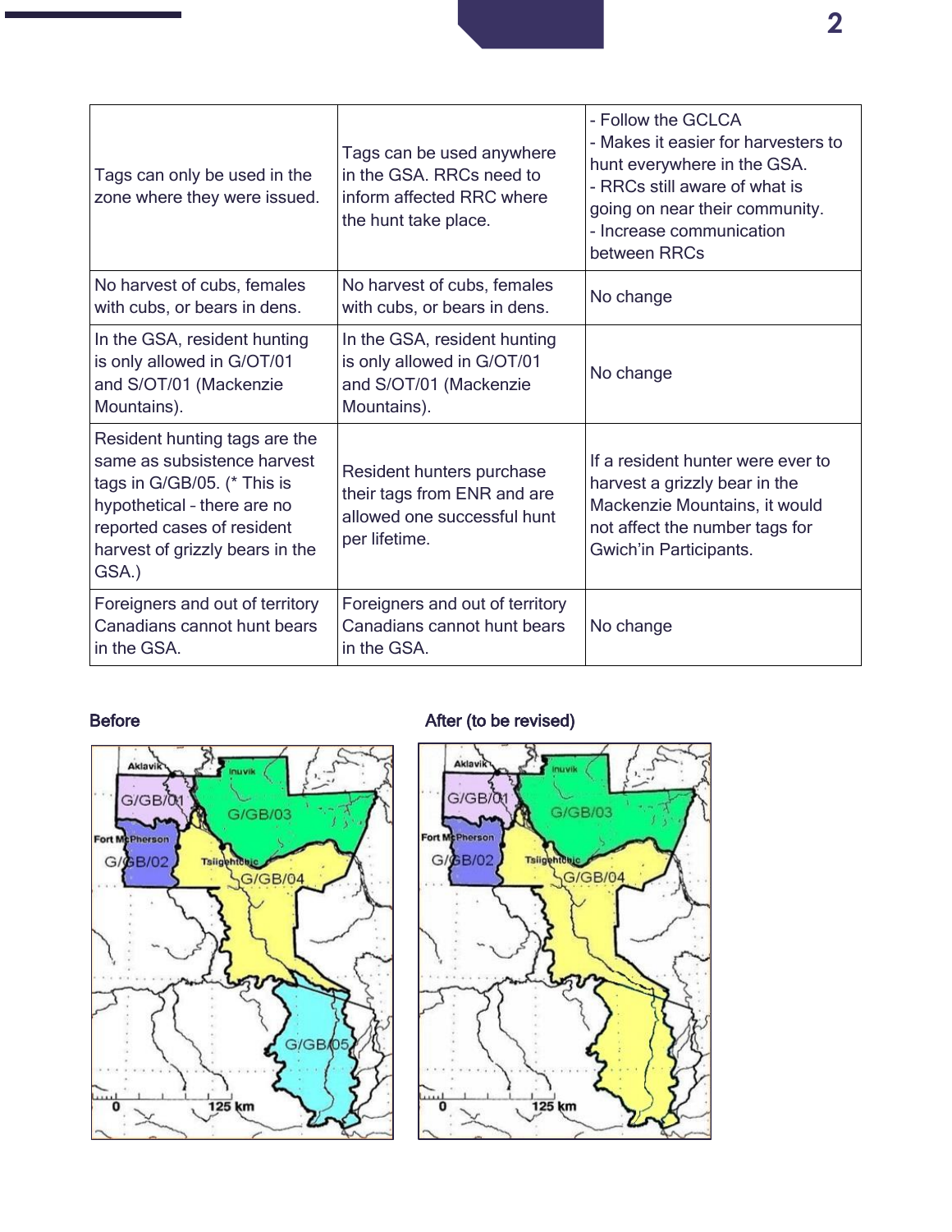| | | |
|---|---|---|
| Tags can only be used in the zone where they were issued. | Tags can be used anywhere in the GSA. RRCs need to inform affected RRC where the hunt take place. | - Follow the GCLCA<br>- Makes it easier for harvesters to hunt everywhere in the GSA.<br>- RRCs still aware of what is going on near their community.<br>- Increase communication between RRCs |
| No harvest of cubs, females with cubs, or bears in dens. | No harvest of cubs, females with cubs, or bears in dens. | No change |
| In the GSA, resident hunting is only allowed in G/OT/01 and S/OT/01 (Mackenzie Mountains). | In the GSA, resident hunting is only allowed in G/OT/01 and S/OT/01 (Mackenzie Mountains). | No change |
| Resident hunting tags are the same as subsistence harvest tags in G/GB/05. (* This is hypothetical – there are no reported cases of resident harvest of grizzly bears in the GSA.) | Resident hunters purchase their tags from ENR and are allowed one successful hunt per lifetime. | If a resident hunter were ever to harvest a grizzly bear in the Mackenzie Mountains, it would not affect the number tags for Gwich'in Participants. |
| Foreigners and out of territory Canadians cannot hunt bears in the GSA. | Foreigners and out of territory Canadians cannot hunt bears in the GSA. | No change |

**Before**

Aklavik
Inuvik
G/GB/01
G/GB/03
Fort McPherson
G/GB/02
Tsiigehtchic
G/GB/04
G/GB/05
0
125 km

**After (to be revised)**

Aklavik
Inuvik
G/GB/01
G/GB/03
Fort McPherson
G/GB/02
Tsiigehtchic
G/GB/04
0
125 km